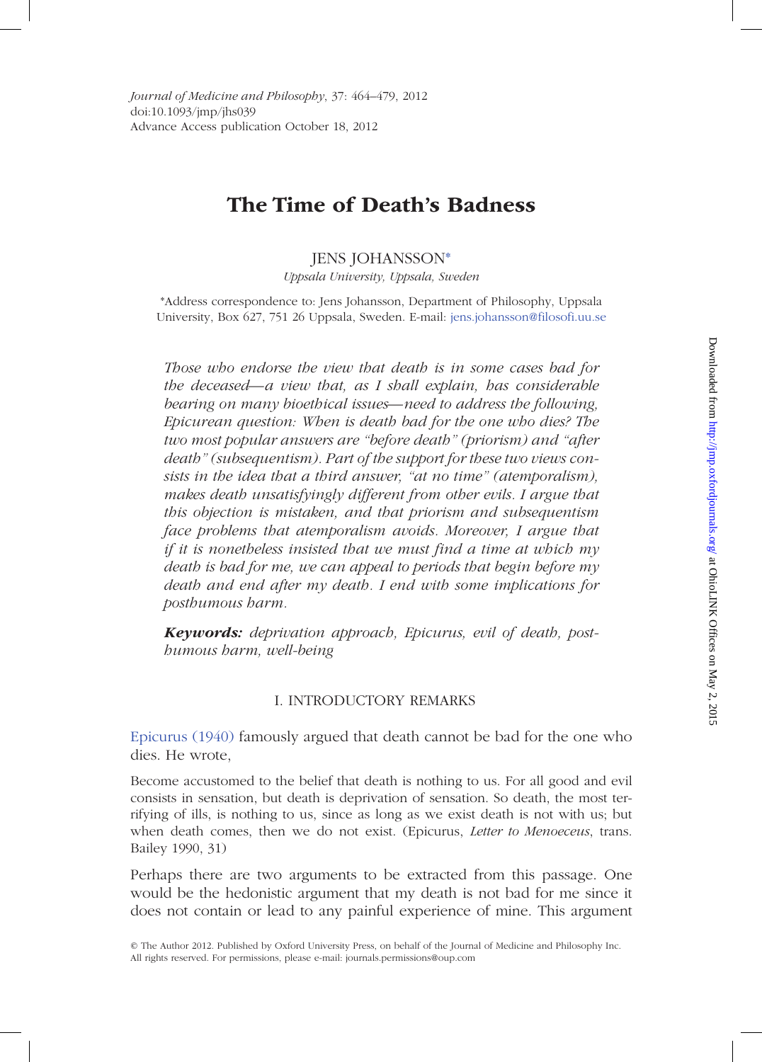Journal of Medicine and Philosophy, 37: 464–479, 2012
doi:10.1093/jmp/jhs039
Advance Access publication October 18, 2012

# The Time of Death's Badness

JENS JOHANSSON*

*Uppsala University, Uppsala, Sweden*

*Address correspondence to: Jens Johansson, Department of Philosophy, Uppsala University, Box 627, 751 26 Uppsala, Sweden. E-mail: jens.johansson@filosofi.uu.se

*Those who endorse the view that death is in some cases bad for the deceased—a view that, as I shall explain, has considerable bearing on many bioethical issues—need to address the following, Epicurean question: When is death bad for the one who dies? The two most popular answers are "before death" (priorism) and "after death" (subsequentism). Part of the support for these two views consists in the idea that a third answer, "at no time" (atemporalism), makes death unsatisfyingly different from other evils. I argue that this objection is mistaken, and that priorism and subsequentism face problems that atemporalism avoids. Moreover, I argue that if it is nonetheless insisted that we must find a time at which my death is bad for me, we can appeal to periods that begin before my death and end after my death. I end with some implications for posthumous harm.*

***Keywords:** deprivation approach, Epicurus, evil of death, posthumous harm, well-being*

## I. INTRODUCTORY REMARKS

Epicurus (1940) famously argued that death cannot be bad for the one who dies. He wrote,

Become accustomed to the belief that death is nothing to us. For all good and evil consists in sensation, but death is deprivation of sensation. So death, the most terrifying of ills, is nothing to us, since as long as we exist death is not with us; but when death comes, then we do not exist. (Epicurus, *Letter to Menoeceus*, trans. Bailey 1990, 31)

Perhaps there are two arguments to be extracted from this passage. One would be the hedonistic argument that my death is not bad for me since it does not contain or lead to any painful experience of mine. This argument

© The Author 2012. Published by Oxford University Press, on behalf of the Journal of Medicine and Philosophy Inc. All rights reserved. For permissions, please e-mail: journals.permissions@oup.com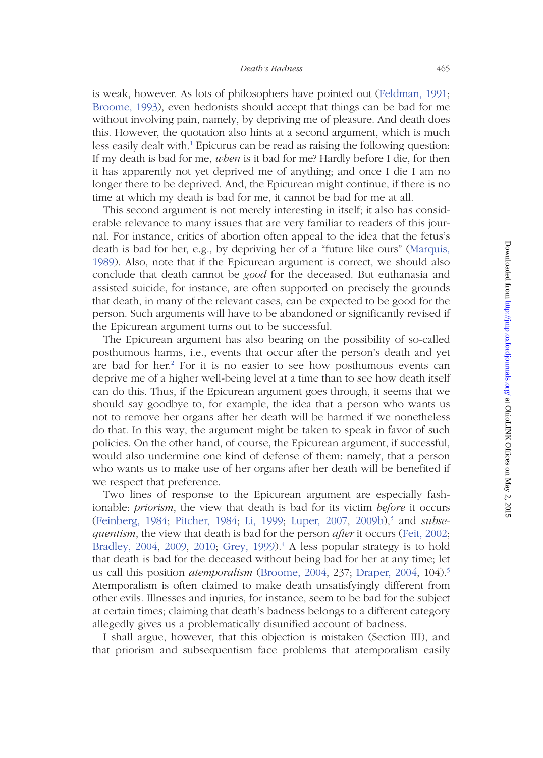is weak, however. As lots of philosophers have pointed out (Feldman, 1991; Broome, 1993), even hedonists should accept that things can be bad for me without involving pain, namely, by depriving me of pleasure. And death does this. However, the quotation also hints at a second argument, which is much less easily dealt with.[1] Epicurus can be read as raising the following question: If my death is bad for me, *when* is it bad for me? Hardly before I die, for then it has apparently not yet deprived me of anything; and once I die I am no longer there to be deprived. And, the Epicurean might continue, if there is no time at which my death is bad for me, it cannot be bad for me at all.

This second argument is not merely interesting in itself; it also has considerable relevance to many issues that are very familiar to readers of this journal. For instance, critics of abortion often appeal to the idea that the fetus's death is bad for her, e.g., by depriving her of a "future like ours" (Marquis, 1989). Also, note that if the Epicurean argument is correct, we should also conclude that death cannot be *good* for the deceased. But euthanasia and assisted suicide, for instance, are often supported on precisely the grounds that death, in many of the relevant cases, can be expected to be good for the person. Such arguments will have to be abandoned or significantly revised if the Epicurean argument turns out to be successful.

The Epicurean argument has also bearing on the possibility of so-called posthumous harms, i.e., events that occur after the person's death and yet are bad for her.[2] For it is no easier to see how posthumous events can deprive me of a higher well-being level at a time than to see how death itself can do this. Thus, if the Epicurean argument goes through, it seems that we should say goodbye to, for example, the idea that a person who wants us not to remove her organs after her death will be harmed if we nonetheless do that. In this way, the argument might be taken to speak in favor of such policies. On the other hand, of course, the Epicurean argument, if successful, would also undermine one kind of defense of them: namely, that a person who wants us to make use of her organs after her death will be benefited if we respect that preference.

Two lines of response to the Epicurean argument are especially fashionable: *priorism*, the view that death is bad for its victim *before* it occurs (Feinberg, 1984; Pitcher, 1984; Li, 1999; Luper, 2007, 2009b),[3] and *subsequentism*, the view that death is bad for the person *after* it occurs (Feit, 2002; Bradley, 2004, 2009, 2010; Grey, 1999).[4] A less popular strategy is to hold that death is bad for the deceased without being bad for her at any time; let us call this position *atemporalism* (Broome, 2004, 237; Draper, 2004, 104).[5] Atemporalism is often claimed to make death unsatisfyingly different from other evils. Illnesses and injuries, for instance, seem to be bad for the subject at certain times; claiming that death's badness belongs to a different category allegedly gives us a problematically disunified account of badness.

I shall argue, however, that this objection is mistaken (Section III), and that priorism and subsequentism face problems that atemporalism easily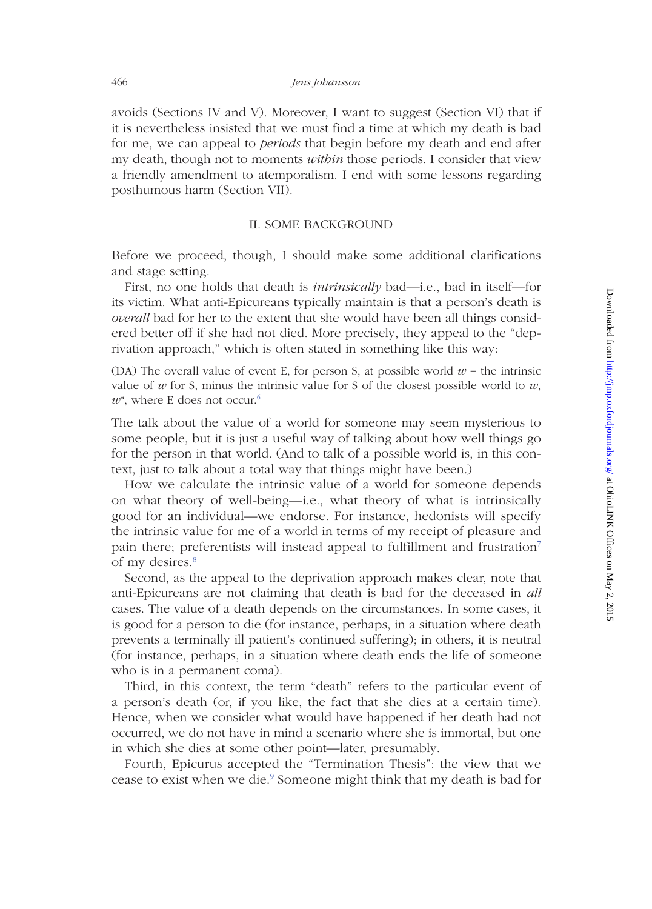avoids (Sections IV and V). Moreover, I want to suggest (Section VI) that if it is nevertheless insisted that we must find a time at which my death is bad for me, we can appeal to *periods* that begin before my death and end after my death, though not to moments *within* those periods. I consider that view a friendly amendment to atemporalism. I end with some lessons regarding posthumous harm (Section VII).

## II. SOME BACKGROUND

Before we proceed, though, I should make some additional clarifications and stage setting.

First, no one holds that death is *intrinsically* bad—i.e., bad in itself—for its victim. What anti-Epicureans typically maintain is that a person's death is *overall* bad for her to the extent that she would have been all things considered better off if she had not died. More precisely, they appeal to the "deprivation approach," which is often stated in something like this way:

(DA) The overall value of event E, for person S, at possible world $w$ = the intrinsic value of $w$ for S, minus the intrinsic value for S of the closest possible world to $w$, $w^*$, where E does not occur.[6]

The talk about the value of a world for someone may seem mysterious to some people, but it is just a useful way of talking about how well things go for the person in that world. (And to talk of a possible world is, in this context, just to talk about a total way that things might have been.)

How we calculate the intrinsic value of a world for someone depends on what theory of well-being—i.e., what theory of what is intrinsically good for an individual—we endorse. For instance, hedonists will specify the intrinsic value for me of a world in terms of my receipt of pleasure and pain there; preferentists will instead appeal to fulfillment and frustration[7] of my desires.[8]

Second, as the appeal to the deprivation approach makes clear, note that anti-Epicureans are not claiming that death is bad for the deceased in *all* cases. The value of a death depends on the circumstances. In some cases, it is good for a person to die (for instance, perhaps, in a situation where death prevents a terminally ill patient's continued suffering); in others, it is neutral (for instance, perhaps, in a situation where death ends the life of someone who is in a permanent coma).

Third, in this context, the term "death" refers to the particular event of a person's death (or, if you like, the fact that she dies at a certain time). Hence, when we consider what would have happened if her death had not occurred, we do not have in mind a scenario where she is immortal, but one in which she dies at some other point—later, presumably.

Fourth, Epicurus accepted the "Termination Thesis": the view that we cease to exist when we die.[9] Someone might think that my death is bad for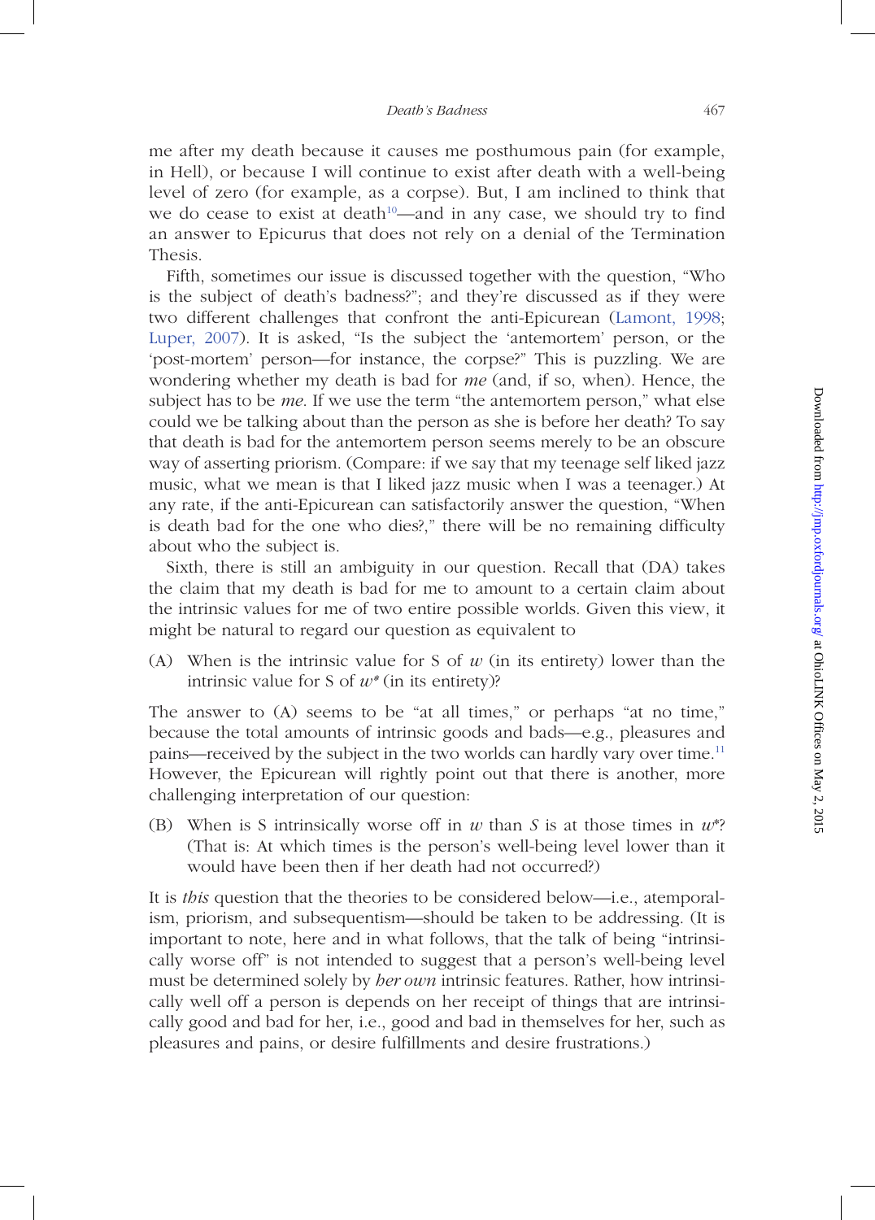me after my death because it causes me posthumous pain (for example, in Hell), or because I will continue to exist after death with a well-being level of zero (for example, as a corpse). But, I am inclined to think that we do cease to exist at death[10]—and in any case, we should try to find an answer to Epicurus that does not rely on a denial of the Termination Thesis.

Fifth, sometimes our issue is discussed together with the question, "Who is the subject of death's badness?"; and they're discussed as if they were two different challenges that confront the anti-Epicurean (Lamont, 1998; Luper, 2007). It is asked, "Is the subject the 'antemortem' person, or the 'post-mortem' person—for instance, the corpse?" This is puzzling. We are wondering whether my death is bad for *me* (and, if so, when). Hence, the subject has to be *me*. If we use the term "the antemortem person," what else could we be talking about than the person as she is before her death? To say that death is bad for the antemortem person seems merely to be an obscure way of asserting priorism. (Compare: if we say that my teenage self liked jazz music, what we mean is that I liked jazz music when I was a teenager.) At any rate, if the anti-Epicurean can satisfactorily answer the question, "When is death bad for the one who dies?," there will be no remaining difficulty about who the subject is.

Sixth, there is still an ambiguity in our question. Recall that (DA) takes the claim that my death is bad for me to amount to a certain claim about the intrinsic values for me of two entire possible worlds. Given this view, it might be natural to regard our question as equivalent to

(A) When is the intrinsic value for S of $w$ (in its entirety) lower than the intrinsic value for S of $w^*$ (in its entirety)?

The answer to (A) seems to be "at all times," or perhaps "at no time," because the total amounts of intrinsic goods and bads—e.g., pleasures and pains—received by the subject in the two worlds can hardly vary over time.[11] However, the Epicurean will rightly point out that there is another, more challenging interpretation of our question:

(B) When is S intrinsically worse off in $w$ than *S* is at those times in $w^*$? (That is: At which times is the person's well-being level lower than it would have been then if her death had not occurred?)

It is *this* question that the theories to be considered below—i.e., atemporalism, priorism, and subsequentism—should be taken to be addressing. (It is important to note, here and in what follows, that the talk of being "intrinsically worse off" is not intended to suggest that a person's well-being level must be determined solely by *her own* intrinsic features. Rather, how intrinsically well off a person is depends on her receipt of things that are intrinsically good and bad for her, i.e., good and bad in themselves for her, such as pleasures and pains, or desire fulfillments and desire frustrations.)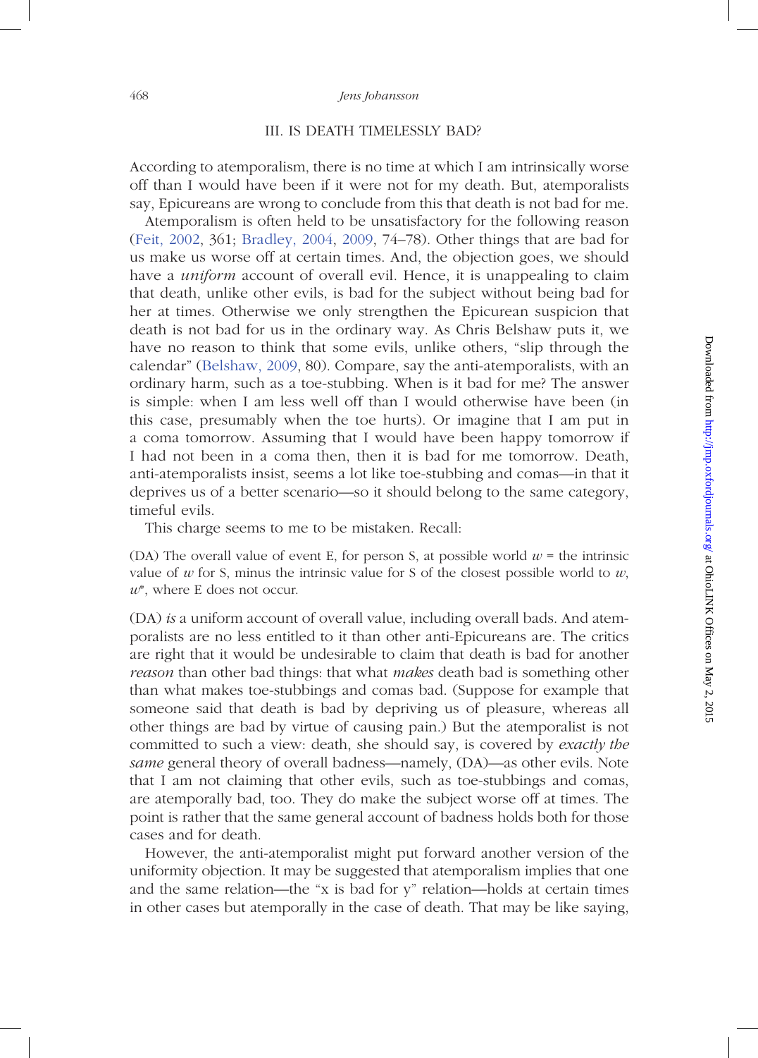### III. IS DEATH TIMELESSLY BAD?

According to atemporalism, there is no time at which I am intrinsically worse off than I would have been if it were not for my death. But, atemporalists say, Epicureans are wrong to conclude from this that death is not bad for me.

Atemporalism is often held to be unsatisfactory for the following reason (Feit, 2002, 361; Bradley, 2004, 2009, 74–78). Other things that are bad for us make us worse off at certain times. And, the objection goes, we should have a *uniform* account of overall evil. Hence, it is unappealing to claim that death, unlike other evils, is bad for the subject without being bad for her at times. Otherwise we only strengthen the Epicurean suspicion that death is not bad for us in the ordinary way. As Chris Belshaw puts it, we have no reason to think that some evils, unlike others, "slip through the calendar" (Belshaw, 2009, 80). Compare, say the anti-atemporalists, with an ordinary harm, such as a toe-stubbing. When is it bad for me? The answer is simple: when I am less well off than I would otherwise have been (in this case, presumably when the toe hurts). Or imagine that I am put in a coma tomorrow. Assuming that I would have been happy tomorrow if I had not been in a coma then, then it is bad for me tomorrow. Death, anti-atemporalists insist, seems a lot like toe-stubbing and comas—in that it deprives us of a better scenario—so it should belong to the same category, timeful evils.

This charge seems to me to be mistaken. Recall:

(DA) The overall value of event E, for person S, at possible world $w$ = the intrinsic value of $w$ for S, minus the intrinsic value for S of the closest possible world to $w$, $w^*$, where E does not occur.

(DA) *is* a uniform account of overall value, including overall bads. And atemporalists are no less entitled to it than other anti-Epicureans are. The critics are right that it would be undesirable to claim that death is bad for another *reason* than other bad things: that what *makes* death bad is something other than what makes toe-stubbings and comas bad. (Suppose for example that someone said that death is bad by depriving us of pleasure, whereas all other things are bad by virtue of causing pain.) But the atemporalist is not committed to such a view: death, she should say, is covered by *exactly the same* general theory of overall badness—namely, (DA)—as other evils. Note that I am not claiming that other evils, such as toe-stubbings and comas, are atemporally bad, too. They do make the subject worse off at times. The point is rather that the same general account of badness holds both for those cases and for death.

However, the anti-atemporalist might put forward another version of the uniformity objection. It may be suggested that atemporalism implies that one and the same relation—the "x is bad for y" relation—holds at certain times in other cases but atemporally in the case of death. That may be like saying,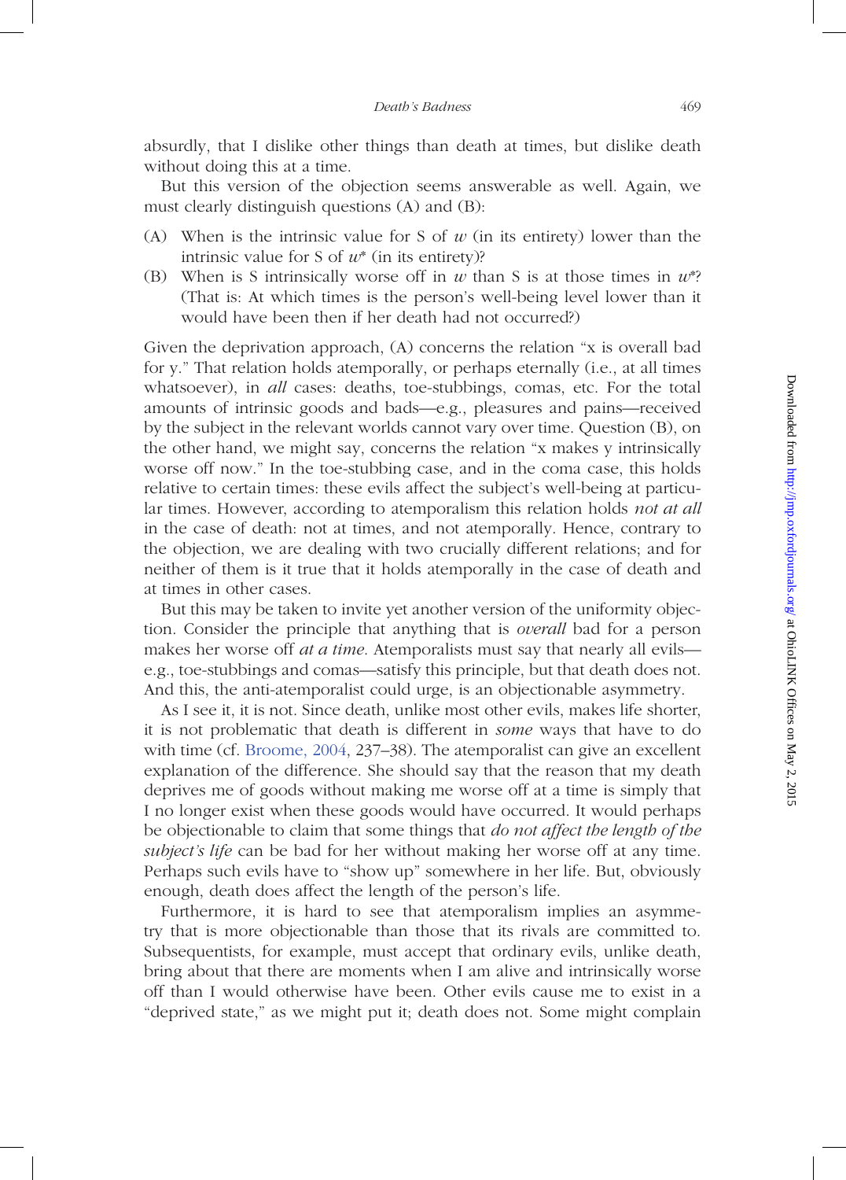absurdly, that I dislike other things than death at times, but dislike death without doing this at a time.

But this version of the objection seems answerable as well. Again, we must clearly distinguish questions (A) and (B):

(A) When is the intrinsic value for S of $w$ (in its entirety) lower than the intrinsic value for S of $w^*$ (in its entirety)?

(B) When is S intrinsically worse off in $w$ than S is at those times in $w^*$? (That is: At which times is the person's well-being level lower than it would have been then if her death had not occurred?)

Given the deprivation approach, (A) concerns the relation "x is overall bad for y." That relation holds atemporally, or perhaps eternally (i.e., at all times whatsoever), in *all* cases: deaths, toe-stubbings, comas, etc. For the total amounts of intrinsic goods and bads—e.g., pleasures and pains—received by the subject in the relevant worlds cannot vary over time. Question (B), on the other hand, we might say, concerns the relation "x makes y intrinsically worse off now." In the toe-stubbing case, and in the coma case, this holds relative to certain times: these evils affect the subject's well-being at particular times. However, according to atemporalism this relation holds *not at all* in the case of death: not at times, and not atemporally. Hence, contrary to the objection, we are dealing with two crucially different relations; and for neither of them is it true that it holds atemporally in the case of death and at times in other cases.

But this may be taken to invite yet another version of the uniformity objection. Consider the principle that anything that is *overall* bad for a person makes her worse off *at a time*. Atemporalists must say that nearly all evils—e.g., toe-stubbings and comas—satisfy this principle, but that death does not. And this, the anti-atemporalist could urge, is an objectionable asymmetry.

As I see it, it is not. Since death, unlike most other evils, makes life shorter, it is not problematic that death is different in *some* ways that have to do with time (cf. Broome, 2004, 237–38). The atemporalist can give an excellent explanation of the difference. She should say that the reason that my death deprives me of goods without making me worse off at a time is simply that I no longer exist when these goods would have occurred. It would perhaps be objectionable to claim that some things that *do not affect the length of the subject's life* can be bad for her without making her worse off at any time. Perhaps such evils have to "show up" somewhere in her life. But, obviously enough, death does affect the length of the person's life.

Furthermore, it is hard to see that atemporalism implies an asymmetry that is more objectionable than those that its rivals are committed to. Subsequentists, for example, must accept that ordinary evils, unlike death, bring about that there are moments when I am alive and intrinsically worse off than I would otherwise have been. Other evils cause me to exist in a "deprived state," as we might put it; death does not. Some might complain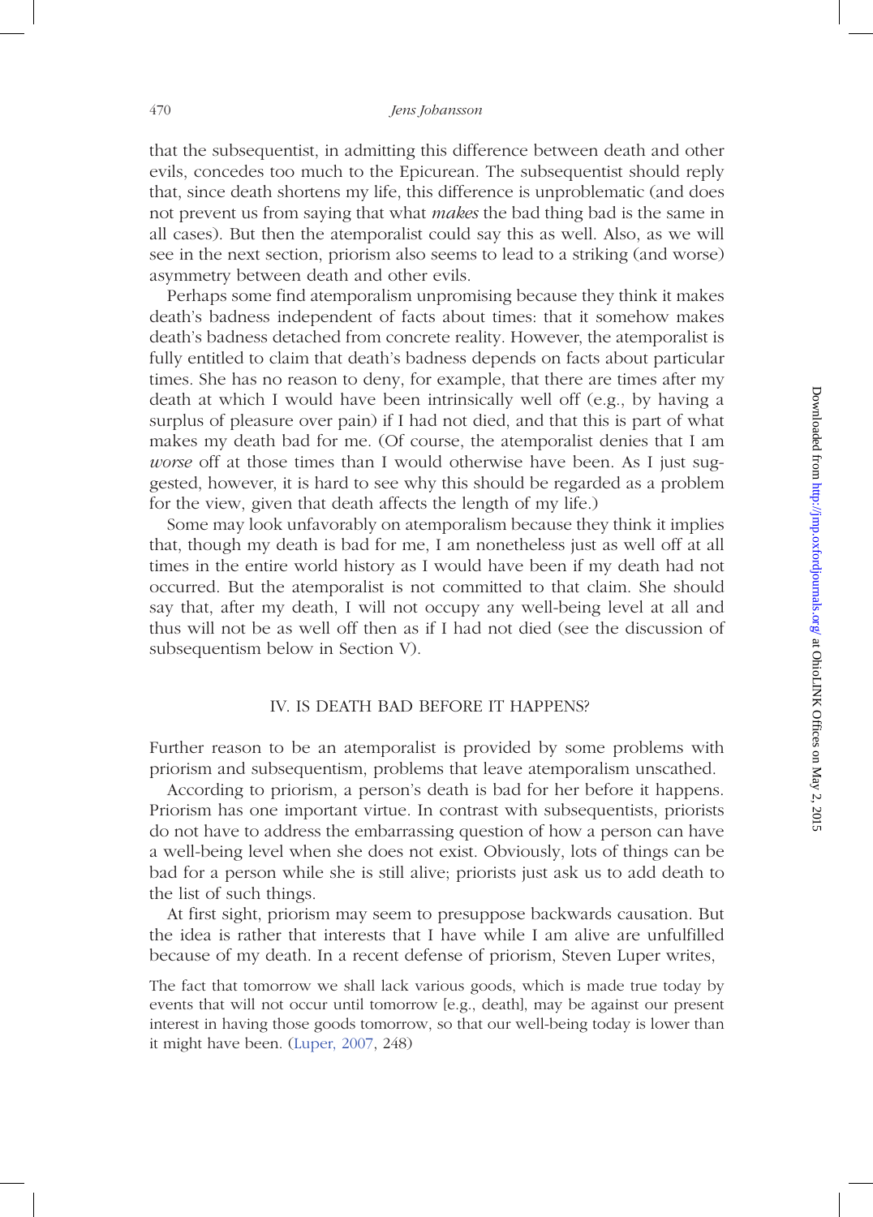that the subsequentist, in admitting this difference between death and other evils, concedes too much to the Epicurean. The subsequentist should reply that, since death shortens my life, this difference is unproblematic (and does not prevent us from saying that what *makes* the bad thing bad is the same in all cases). But then the atemporalist could say this as well. Also, as we will see in the next section, priorism also seems to lead to a striking (and worse) asymmetry between death and other evils.

Perhaps some find atemporalism unpromising because they think it makes death's badness independent of facts about times: that it somehow makes death's badness detached from concrete reality. However, the atemporalist is fully entitled to claim that death's badness depends on facts about particular times. She has no reason to deny, for example, that there are times after my death at which I would have been intrinsically well off (e.g., by having a surplus of pleasure over pain) if I had not died, and that this is part of what makes my death bad for me. (Of course, the atemporalist denies that I am *worse* off at those times than I would otherwise have been. As I just suggested, however, it is hard to see why this should be regarded as a problem for the view, given that death affects the length of my life.)

Some may look unfavorably on atemporalism because they think it implies that, though my death is bad for me, I am nonetheless just as well off at all times in the entire world history as I would have been if my death had not occurred. But the atemporalist is not committed to that claim. She should say that, after my death, I will not occupy any well-being level at all and thus will not be as well off then as if I had not died (see the discussion of subsequentism below in Section V).

## IV. IS DEATH BAD BEFORE IT HAPPENS?

Further reason to be an atemporalist is provided by some problems with priorism and subsequentism, problems that leave atemporalism unscathed.

According to priorism, a person's death is bad for her before it happens. Priorism has one important virtue. In contrast with subsequentists, priorists do not have to address the embarrassing question of how a person can have a well-being level when she does not exist. Obviously, lots of things can be bad for a person while she is still alive; priorists just ask us to add death to the list of such things.

At first sight, priorism may seem to presuppose backwards causation. But the idea is rather that interests that I have while I am alive are unfulfilled because of my death. In a recent defense of priorism, Steven Luper writes,

> The fact that tomorrow we shall lack various goods, which is made true today by events that will not occur until tomorrow [e.g., death], may be against our present interest in having those goods tomorrow, so that our well-being today is lower than it might have been. (Luper, 2007, 248)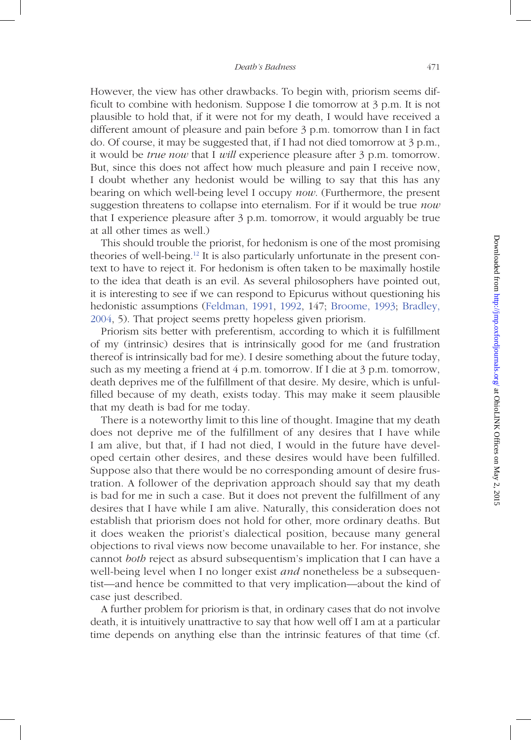However, the view has other drawbacks. To begin with, priorism seems difficult to combine with hedonism. Suppose I die tomorrow at 3 p.m. It is not plausible to hold that, if it were not for my death, I would have received a different amount of pleasure and pain before 3 p.m. tomorrow than I in fact do. Of course, it may be suggested that, if I had not died tomorrow at 3 p.m., it would be *true now* that I *will* experience pleasure after 3 p.m. tomorrow. But, since this does not affect how much pleasure and pain I receive now, I doubt whether any hedonist would be willing to say that this has any bearing on which well-being level I occupy *now*. (Furthermore, the present suggestion threatens to collapse into eternalism. For if it would be true *now* that I experience pleasure after 3 p.m. tomorrow, it would arguably be true at all other times as well.)

This should trouble the priorist, for hedonism is one of the most promising theories of well-being.[12] It is also particularly unfortunate in the present context to have to reject it. For hedonism is often taken to be maximally hostile to the idea that death is an evil. As several philosophers have pointed out, it is interesting to see if we can respond to Epicurus without questioning his hedonistic assumptions (Feldman, 1991, 1992, 147; Broome, 1993; Bradley, 2004, 5). That project seems pretty hopeless given priorism.

Priorism sits better with preferentism, according to which it is fulfillment of my (intrinsic) desires that is intrinsically good for me (and frustration thereof is intrinsically bad for me). I desire something about the future today, such as my meeting a friend at 4 p.m. tomorrow. If I die at 3 p.m. tomorrow, death deprives me of the fulfillment of that desire. My desire, which is unfulfilled because of my death, exists today. This may make it seem plausible that my death is bad for me today.

There is a noteworthy limit to this line of thought. Imagine that my death does not deprive me of the fulfillment of any desires that I have while I am alive, but that, if I had not died, I would in the future have developed certain other desires, and these desires would have been fulfilled. Suppose also that there would be no corresponding amount of desire frustration. A follower of the deprivation approach should say that my death is bad for me in such a case. But it does not prevent the fulfillment of any desires that I have while I am alive. Naturally, this consideration does not establish that priorism does not hold for other, more ordinary deaths. But it does weaken the priorist's dialectical position, because many general objections to rival views now become unavailable to her. For instance, she cannot *both* reject as absurd subsequentism's implication that I can have a well-being level when I no longer exist *and* nonetheless be a subsequentist—and hence be committed to that very implication—about the kind of case just described.

A further problem for priorism is that, in ordinary cases that do not involve death, it is intuitively unattractive to say that how well off I am at a particular time depends on anything else than the intrinsic features of that time (cf.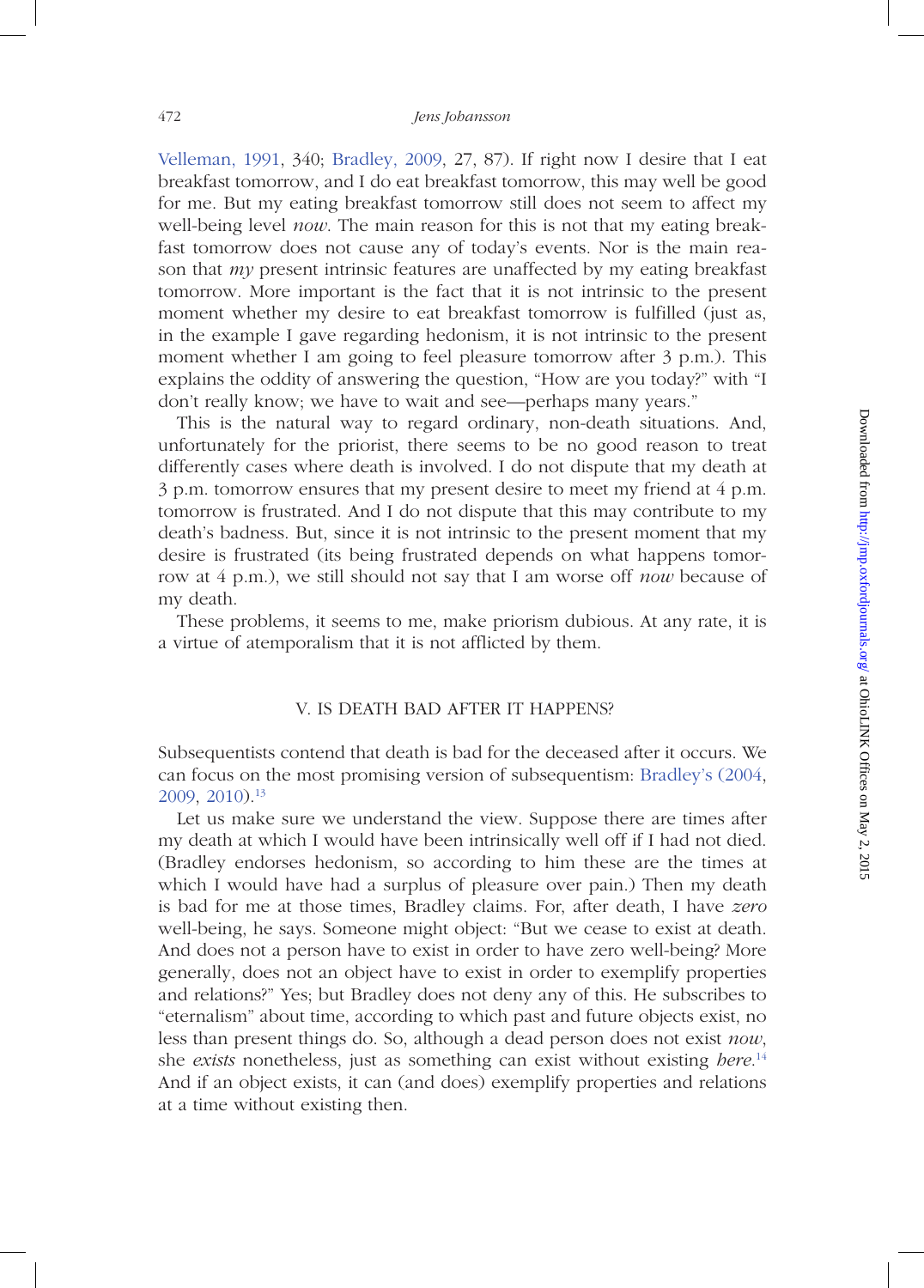Velleman, 1991, 340; Bradley, 2009, 27, 87). If right now I desire that I eat breakfast tomorrow, and I do eat breakfast tomorrow, this may well be good for me. But my eating breakfast tomorrow still does not seem to affect my well-being level *now*. The main reason for this is not that my eating breakfast tomorrow does not cause any of today's events. Nor is the main reason that *my* present intrinsic features are unaffected by my eating breakfast tomorrow. More important is the fact that it is not intrinsic to the present moment whether my desire to eat breakfast tomorrow is fulfilled (just as, in the example I gave regarding hedonism, it is not intrinsic to the present moment whether I am going to feel pleasure tomorrow after 3 p.m.). This explains the oddity of answering the question, "How are you today?" with "I don't really know; we have to wait and see—perhaps many years."

This is the natural way to regard ordinary, non-death situations. And, unfortunately for the priorist, there seems to be no good reason to treat differently cases where death is involved. I do not dispute that my death at 3 p.m. tomorrow ensures that my present desire to meet my friend at 4 p.m. tomorrow is frustrated. And I do not dispute that this may contribute to my death's badness. But, since it is not intrinsic to the present moment that my desire is frustrated (its being frustrated depends on what happens tomorrow at 4 p.m.), we still should not say that I am worse off *now* because of my death.

These problems, it seems to me, make priorism dubious. At any rate, it is a virtue of atemporalism that it is not afflicted by them.

## V. IS DEATH BAD AFTER IT HAPPENS?

Subsequentists contend that death is bad for the deceased after it occurs. We can focus on the most promising version of subsequentism: Bradley's (2004, 2009, 2010).[13]

Let us make sure we understand the view. Suppose there are times after my death at which I would have been intrinsically well off if I had not died. (Bradley endorses hedonism, so according to him these are the times at which I would have had a surplus of pleasure over pain.) Then my death is bad for me at those times, Bradley claims. For, after death, I have *zero* well-being, he says. Someone might object: "But we cease to exist at death. And does not a person have to exist in order to have zero well-being? More generally, does not an object have to exist in order to exemplify properties and relations?" Yes; but Bradley does not deny any of this. He subscribes to "eternalism" about time, according to which past and future objects exist, no less than present things do. So, although a dead person does not exist *now*, she *exists* nonetheless, just as something can exist without existing *here*.[14] And if an object exists, it can (and does) exemplify properties and relations at a time without existing then.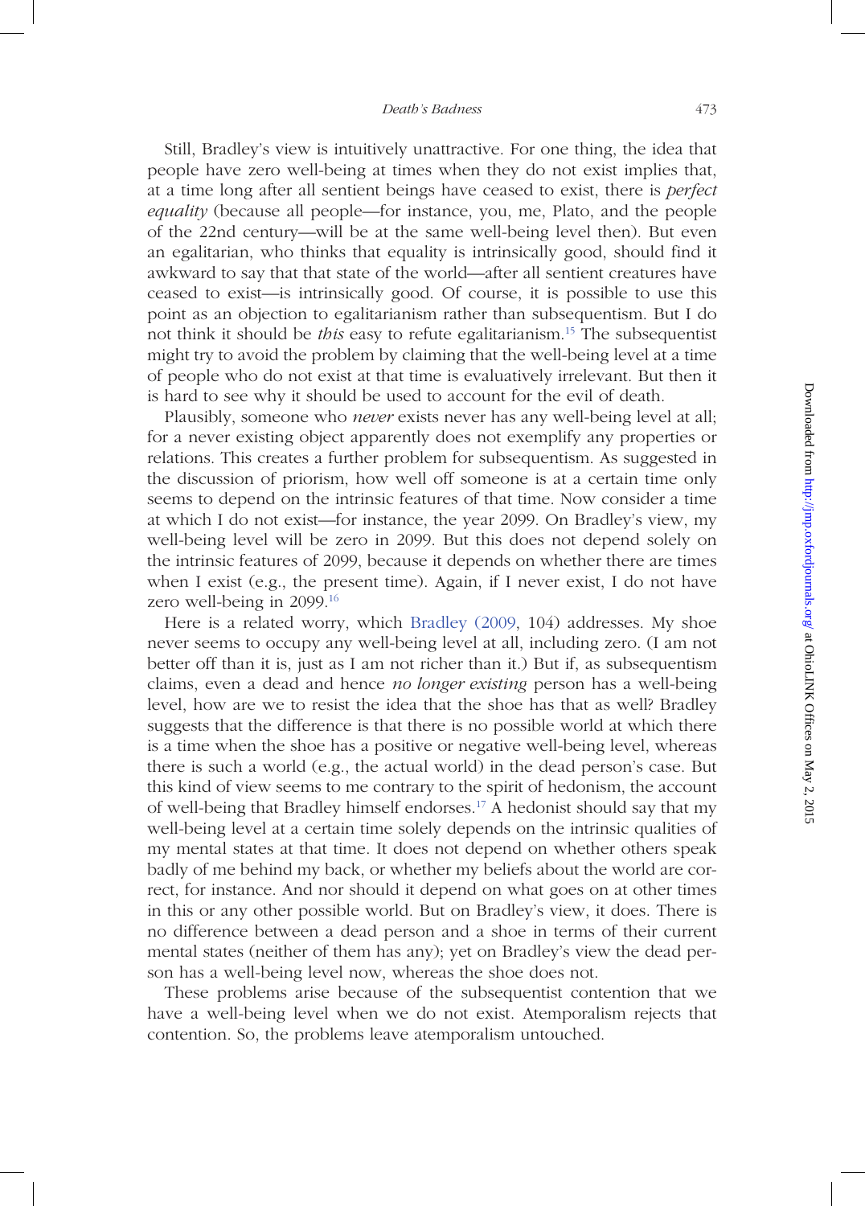Still, Bradley's view is intuitively unattractive. For one thing, the idea that people have zero well-being at times when they do not exist implies that, at a time long after all sentient beings have ceased to exist, there is *perfect equality* (because all people—for instance, you, me, Plato, and the people of the 22nd century—will be at the same well-being level then). But even an egalitarian, who thinks that equality is intrinsically good, should find it awkward to say that that state of the world—after all sentient creatures have ceased to exist—is intrinsically good. Of course, it is possible to use this point as an objection to egalitarianism rather than subsequentism. But I do not think it should be *this* easy to refute egalitarianism.[15] The subsequentist might try to avoid the problem by claiming that the well-being level at a time of people who do not exist at that time is evaluatively irrelevant. But then it is hard to see why it should be used to account for the evil of death.

Plausibly, someone who *never* exists never has any well-being level at all; for a never existing object apparently does not exemplify any properties or relations. This creates a further problem for subsequentism. As suggested in the discussion of priorism, how well off someone is at a certain time only seems to depend on the intrinsic features of that time. Now consider a time at which I do not exist—for instance, the year 2099. On Bradley's view, my well-being level will be zero in 2099. But this does not depend solely on the intrinsic features of 2099, because it depends on whether there are times when I exist (e.g., the present time). Again, if I never exist, I do not have zero well-being in 2099.[16]

Here is a related worry, which Bradley (2009, 104) addresses. My shoe never seems to occupy any well-being level at all, including zero. (I am not better off than it is, just as I am not richer than it.) But if, as subsequentism claims, even a dead and hence *no longer existing* person has a well-being level, how are we to resist the idea that the shoe has that as well? Bradley suggests that the difference is that there is no possible world at which there is a time when the shoe has a positive or negative well-being level, whereas there is such a world (e.g., the actual world) in the dead person's case. But this kind of view seems to me contrary to the spirit of hedonism, the account of well-being that Bradley himself endorses.[17] A hedonist should say that my well-being level at a certain time solely depends on the intrinsic qualities of my mental states at that time. It does not depend on whether others speak badly of me behind my back, or whether my beliefs about the world are correct, for instance. And nor should it depend on what goes on at other times in this or any other possible world. But on Bradley's view, it does. There is no difference between a dead person and a shoe in terms of their current mental states (neither of them has any); yet on Bradley's view the dead person has a well-being level, whereas the shoe does not.

These problems arise because of the subsequentist contention that we have a well-being level when we do not exist. Atemporalism rejects that contention. So, the problems leave atemporalism untouched.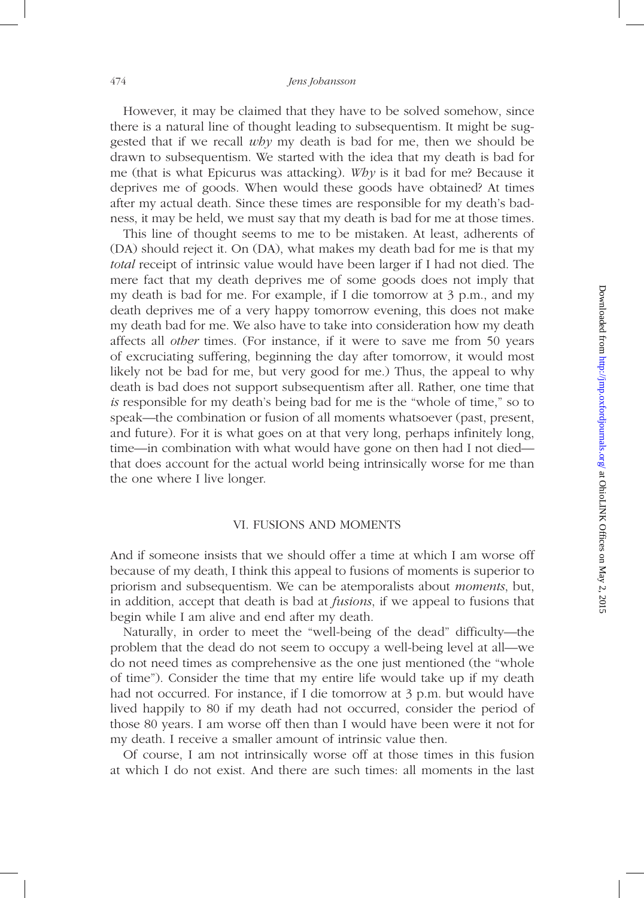However, it may be claimed that they have to be solved somehow, since there is a natural line of thought leading to subsequentism. It might be suggested that if we recall *why* my death is bad for me, then we should be drawn to subsequentism. We started with the idea that my death is bad for me (that is what Epicurus was attacking). *Why* is it bad for me? Because it deprives me of goods. When would these goods have obtained? At times after my actual death. Since these times are responsible for my death's badness, it may be held, we must say that my death is bad for me at those times.

This line of thought seems to me to be mistaken. At least, adherents of (DA) should reject it. On (DA), what makes my death bad for me is that my *total* receipt of intrinsic value would have been larger if I had not died. The mere fact that my death deprives me of some goods does not imply that my death is bad for me. For example, if I die tomorrow at 3 p.m., and my death deprives me of a very happy tomorrow evening, this does not make my death bad for me. We also have to take into consideration how my death affects all *other* times. (For instance, if it were to save me from 50 years of excruciating suffering, beginning the day after tomorrow, it would most likely not be bad for me, but very good for me.) Thus, the appeal to why death is bad does not support subsequentism after all. Rather, one time that *is* responsible for my death's being bad for me is the "whole of time," so to speak—the combination or fusion of all moments whatsoever (past, present, and future). For it is what goes on at that very long, perhaps infinitely long, time—in combination with what would have gone on then had I not died—that does account for the actual world being intrinsically worse for me than the one where I live longer.

## VI. FUSIONS AND MOMENTS

And if someone insists that we should offer a time at which I am worse off because of my death, I think this appeal to fusions of moments is superior to priorism and subsequentism. We can be atemporalists about *moments*, but, in addition, accept that death is bad at *fusions*, if we appeal to fusions that begin while I am alive and end after my death.

Naturally, in order to meet the "well-being of the dead" difficulty—the problem that the dead do not seem to occupy a well-being level at all—we do not need times as comprehensive as the one just mentioned (the "whole of time"). Consider the time that my entire life would take up if my death had not occurred. For instance, if I die tomorrow at 3 p.m. but would have lived happily to 80 if my death had not occurred, consider the period of those 80 years. I am worse off then than I would have been were it not for my death. I receive a smaller amount of intrinsic value then.

Of course, I am not intrinsically worse off at those times in this fusion at which I do not exist. And there are such times: all moments in the last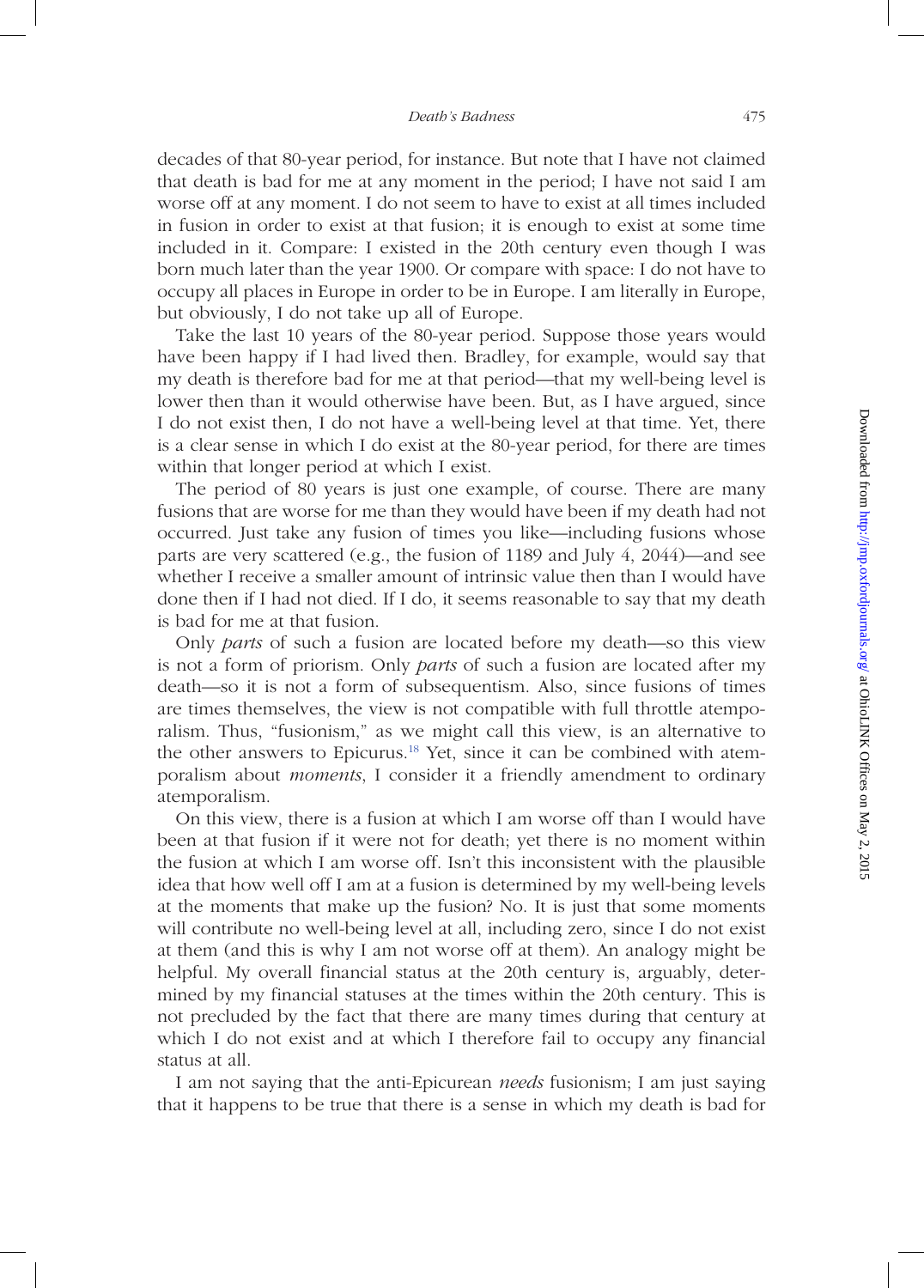decades of that 80-year period, for instance. But note that I have not claimed that death is bad for me at any moment in the period; I have not said I am worse off at any moment. I do not seem to have to exist at all times included in fusion in order to exist at that fusion; it is enough to exist at some time included in it. Compare: I existed in the 20th century even though I was born much later than the year 1900. Or compare with space: I do not have to occupy all places in Europe in order to be in Europe. I am literally in Europe, but obviously, I do not take up all of Europe.

Take the last 10 years of the 80-year period. Suppose those years would have been happy if I had lived then. Bradley, for example, would say that my death is therefore bad for me at that period—that my well-being level is lower then than it would otherwise have been. But, as I have argued, since I do not exist then, I do not have a well-being level at that time. Yet, there is a clear sense in which I do exist at the 80-year period, for there are times within that longer period at which I exist.

The period of 80 years is just one example, of course. There are many fusions that are worse for me than they would have been if my death had not occurred. Just take any fusion of times you like—including fusions whose parts are very scattered (e.g., the fusion of 1189 and July 4, 2044)—and see whether I receive a smaller amount of intrinsic value then than I would have done then if I had not died. If I do, it seems reasonable to say that my death is bad for me at that fusion.

Only *parts* of such a fusion are located before my death—so this view is not a form of priorism. Only *parts* of such a fusion are located after my death—so it is not a form of subsequentism. Also, since fusions of times are times themselves, the view is not compatible with full throttle atemporalism. Thus, "fusionism," as we might call this view, is an alternative to the other answers to Epicurus.[18] Yet, since it can be combined with atemporalism about *moments*, I consider it a friendly amendment to ordinary atemporalism.

On this view, there is a fusion at which I am worse off than I would have been at that fusion if it were not for death; yet there is no moment within the fusion at which I am worse off. Isn't this inconsistent with the plausible idea that how well off I am at a fusion is determined by my well-being levels at the moments that make up the fusion? No. It is just that some moments will contribute no well-being level at all, including zero, since I do not exist at them (and this is why I am not worse off at them). An analogy might be helpful. My overall financial status at the 20th century is, arguably, determined by my financial statuses at the times within the 20th century. This is not precluded by the fact that there are many times during that century at which I do not exist and at which I therefore fail to occupy any financial status at all.

I am not saying that the anti-Epicurean *needs* fusionism; I am just saying that it happens to be true that there is a sense in which my death is bad for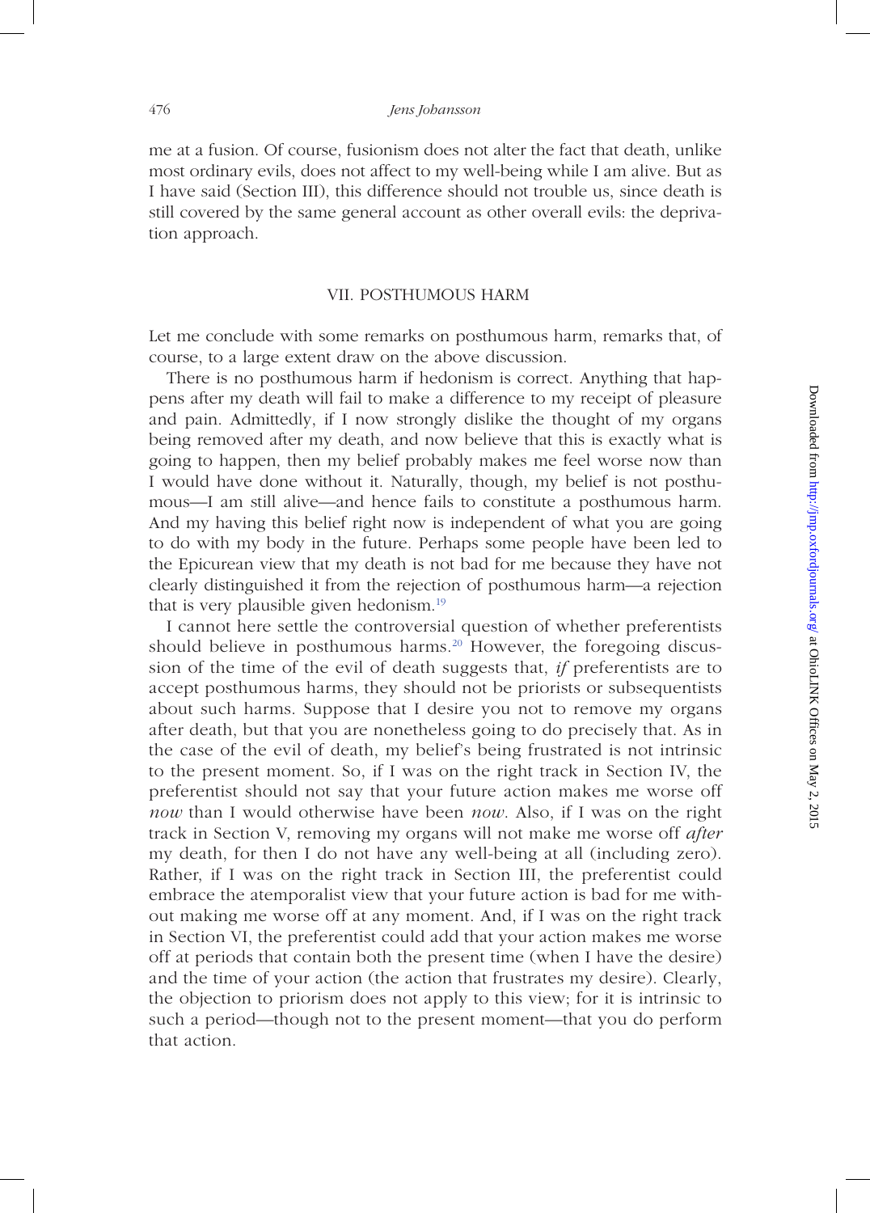me at a fusion. Of course, fusionism does not alter the fact that death, unlike most ordinary evils, does not affect to my well-being while I am alive. But as I have said (Section III), this difference should not trouble us, since death is still covered by the same general account as other overall evils: the deprivation approach.

## VII. POSTHUMOUS HARM

Let me conclude with some remarks on posthumous harm, remarks that, of course, to a large extent draw on the above discussion.

There is no posthumous harm if hedonism is correct. Anything that happens after my death will fail to make a difference to my receipt of pleasure and pain. Admittedly, if I now strongly dislike the thought of my organs being removed after my death, and now believe that this is exactly what is going to happen, then my belief probably makes me feel worse now than I would have done without it. Naturally, though, my belief is not posthumous—I am still alive—and hence fails to constitute a posthumous harm. And my having this belief right now is independent of what you are going to do with my body in the future. Perhaps some people have been led to the Epicurean view that my death is not bad for me because they have not clearly distinguished it from the rejection of posthumous harm—a rejection that is very plausible given hedonism.[19]

I cannot here settle the controversial question of whether preferentists should believe in posthumous harms.[20] However, the foregoing discussion of the time of the evil of death suggests that, *if* preferentists are to accept posthumous harms, they should not be priorists or subsequentists about such harms. Suppose that I desire you not to remove my organs after death, but that you are nonetheless going to do precisely that. As in the case of the evil of death, my belief's being frustrated is not intrinsic to the present moment. So, if I was on the right track in Section IV, the preferentist should not say that your future action makes me worse off *now* than I would otherwise have been *now*. Also, if I was on the right track in Section V, removing my organs will not make me worse off *after* my death, for then I do not have any well-being at all (including zero). Rather, if I was on the right track in Section III, the preferentist could embrace the atemporalist view that your future action is bad for me without making me worse off at any moment. And, if I was on the right track in Section VI, the preferentist could add that your action makes me worse off at periods that contain both the present time (when I have the desire) and the time of your action (the action that frustrates my desire). Clearly, the objection to priorism does not apply to this view; for it is intrinsic to such a period—though not to the present moment—that you do perform that action.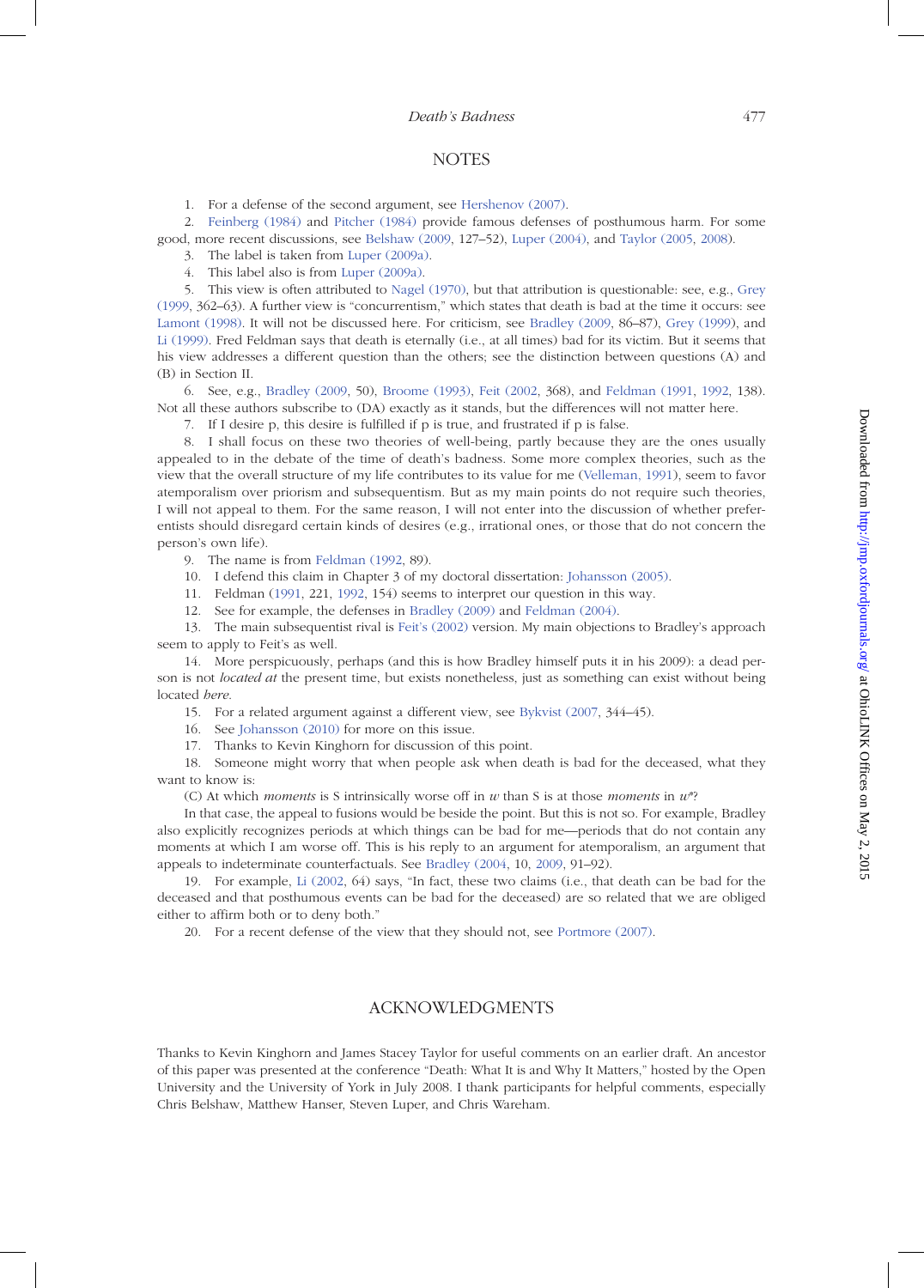## NOTES

1. For a defense of the second argument, see Hershenov (2007).

2. Feinberg (1984) and Pitcher (1984) provide famous defenses of posthumous harm. For some good, more recent discussions, see Belshaw (2009, 127–52), Luper (2004), and Taylor (2005, 2008).

3. The label is taken from Luper (2009a).

4. This label also is from Luper (2009a).

5. This view is often attributed to Nagel (1970), but that attribution is questionable: see, e.g., Grey (1999, 362–63). A further view is "concurrentism," which states that death is bad at the time it occurs: see Lamont (1998). It will not be discussed here. For criticism, see Bradley (2009, 86–87), Grey (1999), and Li (1999). Fred Feldman says that death is eternally (i.e., at all times) bad for its victim. But it seems that his view addresses a different question than the others; see the distinction between questions (A) and (B) in Section II.

6. See, e.g., Bradley (2009, 50), Broome (1993), Feit (2002, 368), and Feldman (1991, 1992, 138). Not all these authors subscribe to (DA) exactly as it stands, but the differences will not matter here.

7. If I desire p, this desire is fulfilled if p is true, and frustrated if p is false.

8. I shall focus on these two theories of well-being, partly because they are the ones usually appealed to in the debate of the time of death's badness. Some more complex theories, such as the view that the overall structure of my life contributes to its value for me (Velleman, 1991), seem to favor atemporalism over priorism and subsequentism. But as my main points do not require such theories, I will not appeal to them. For the same reason, I will not enter into the discussion of whether preferentists should disregard certain kinds of desires (e.g., irrational ones, or those that do not concern the person's own life).

9. The name is from Feldman (1992, 89).

10. I defend this claim in Chapter 3 of my doctoral dissertation: Johansson (2005).

11. Feldman (1991, 221, 1992, 154) seems to interpret our question in this way.

12. See for example, the defenses in Bradley (2009) and Feldman (2004).

13. The main subsequentist rival is Feit's (2002) version. My main objections to Bradley's approach seem to apply to Feit's as well.

14. More perspicuously, perhaps (and this is how Bradley himself puts it in his 2009): a dead person is not *located at* the present time, but exists nonetheless, just as something can exist without being located *here*.

15. For a related argument against a different view, see Bykvist (2007, 344–45).

16. See Johansson (2010) for more on this issue.

17. Thanks to Kevin Kinghorn for discussion of this point.

18. Someone might worry that when people ask when death is bad for the deceased, what they want to know is:

(C) At which *moments* is S intrinsically worse off in $w$ than S is at those *moments* in $w^{*}$?

In that case, the appeal to fusions would be beside the point. But this is not so. For example, Bradley also explicitly recognizes periods at which things can be bad for me—periods that do not contain any moments at which I am worse off. This is his reply to an argument for atemporalism, an argument that appeals to indeterminate counterfactuals. See Bradley (2004, 10, 2009, 91–92).

19. For example, Li (2002, 64) says, "In fact, these two claims (i.e., that death can be bad for the deceased and that posthumous events can be bad for the deceased) are so related that we are obliged either to affirm both or to deny both."

20. For a recent defense of the view that they should not, see Portmore (2007).

## ACKNOWLEDGMENTS

Thanks to Kevin Kinghorn and James Stacey Taylor for useful comments on an earlier draft. An ancestor of this paper was presented at the conference "Death: What It is and Why It Matters," hosted by the Open University and the University of York in July 2008. I thank participants for helpful comments, especially Chris Belshaw, Matthew Hanser, Steven Luper, and Chris Wareham.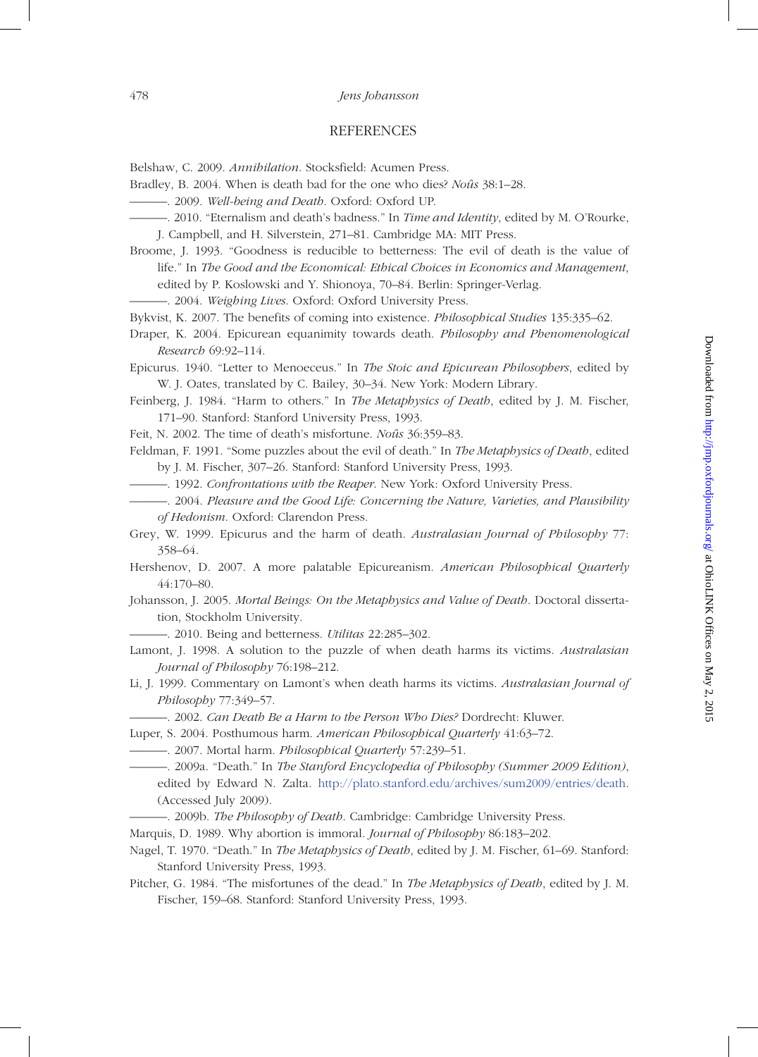## REFERENCES

Belshaw, C. 2009. *Annihilation*. Stocksfield: Acumen Press.

Bradley, B. 2004. When is death bad for the one who dies? *Noûs* 38:1–28.

———. 2009. *Well-being and Death*. Oxford: Oxford UP.

———. 2010. "Eternalism and death's badness." In *Time and Identity*, edited by M. O'Rourke, J. Campbell, and H. Silverstein, 271–81. Cambridge MA: MIT Press.

Broome, J. 1993. "Goodness is reducible to betterness: The evil of death is the value of life." In *The Good and the Economical: Ethical Choices in Economics and Management*, edited by P. Koslowski and Y. Shionoya, 70–84. Berlin: Springer-Verlag.

———. 2004. *Weighing Lives*. Oxford: Oxford University Press.

Bykvist, K. 2007. The benefits of coming into existence. *Philosophical Studies* 135:335–62.

Draper, K. 2004. Epicurean equanimity towards death. *Philosophy and Phenomenological Research* 69:92–114.

Epicurus. 1940. "Letter to Menoeceus." In *The Stoic and Epicurean Philosophers*, edited by W. J. Oates, translated by C. Bailey, 30–34. New York: Modern Library.

Feinberg, J. 1984. "Harm to others." In *The Metaphysics of Death*, edited by J. M. Fischer, 171–90. Stanford: Stanford University Press, 1993.

Feit, N. 2002. The time of death's misfortune. *Noûs* 36:359–83.

Feldman, F. 1991. "Some puzzles about the evil of death." In *The Metaphysics of Death*, edited by J. M. Fischer, 307–26. Stanford: Stanford University Press, 1993.

———. 1992. *Confrontations with the Reaper*. New York: Oxford University Press.

———. 2004. *Pleasure and the Good Life: Concerning the Nature, Varieties, and Plausibility of Hedonism*. Oxford: Clarendon Press.

Grey, W. 1999. Epicurus and the harm of death. *Australasian Journal of Philosophy* 77: 358–64.

Hershenov, D. 2007. A more palatable Epicureanism. *American Philosophical Quarterly* 44:170–80.

Johansson, J. 2005. *Mortal Beings: On the Metaphysics and Value of Death*. Doctoral dissertation, Stockholm University.

———. 2010. Being and betterness. *Utilitas* 22:285–302.

Lamont, J. 1998. A solution to the puzzle of when death harms its victims. *Australasian Journal of Philosophy* 76:198–212.

Li, J. 1999. Commentary on Lamont's when death harms its victims. *Australasian Journal of Philosophy* 77:349–57.

———. 2002. *Can Death Be a Harm to the Person Who Dies?* Dordrecht: Kluwer.

Luper, S. 2004. Posthumous harm. *American Philosophical Quarterly* 41:63–72.

———. 2007. Mortal harm. *Philosophical Quarterly* 57:239–51.

———. 2009a. "Death." In *The Stanford Encyclopedia of Philosophy (Summer 2009 Edition)*, edited by Edward N. Zalta. http://plato.stanford.edu/archives/sum2009/entries/death. (Accessed July 2009).

———. 2009b. *The Philosophy of Death*. Cambridge: Cambridge University Press.

Marquis, D. 1989. Why abortion is immoral. *Journal of Philosophy* 86:183–202.

Nagel, T. 1970. "Death." In *The Metaphysics of Death*, edited by J. M. Fischer, 61–69. Stanford: Stanford University Press, 1993.

Pitcher, G. 1984. "The misfortunes of the dead." In *The Metaphysics of Death*, edited by J. M. Fischer, 159–68. Stanford: Stanford University Press, 1993.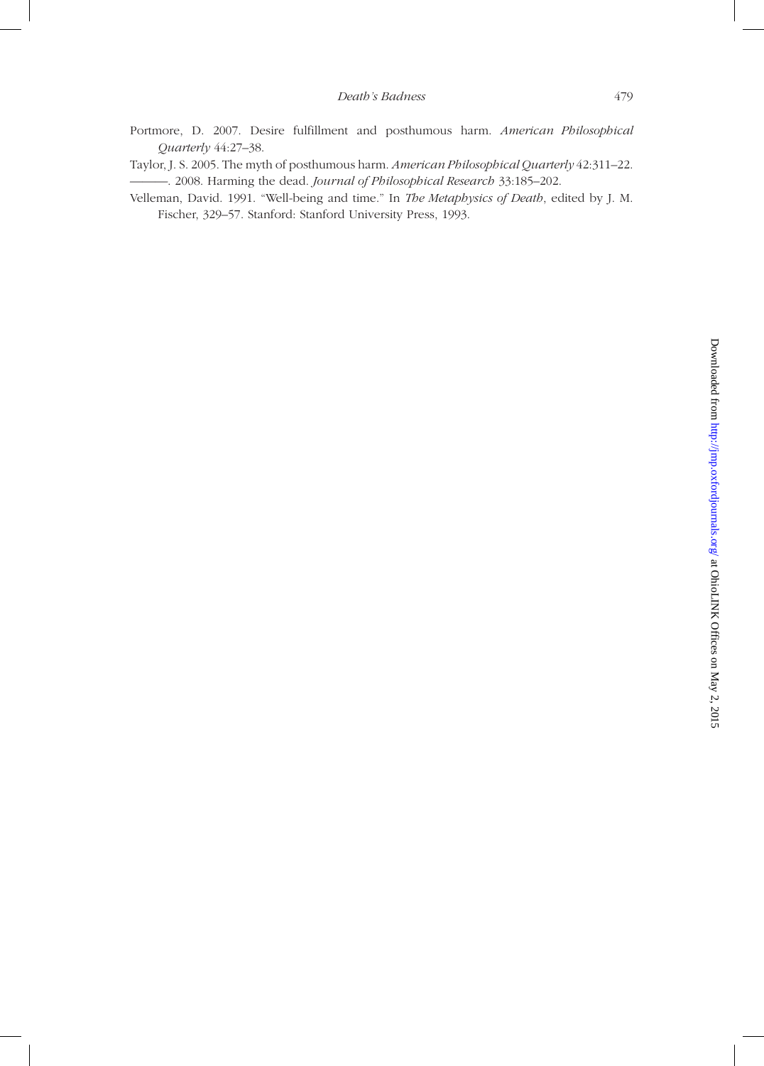Portmore, D. 2007. Desire fulfillment and posthumous harm. *American Philosophical Quarterly* 44:27–38.

Taylor, J. S. 2005. The myth of posthumous harm. *American Philosophical Quarterly* 42:311–22.

———. 2008. Harming the dead. *Journal of Philosophical Research* 33:185–202.

Velleman, David. 1991. "Well-being and time." In *The Metaphysics of Death*, edited by J. M. Fischer, 329–57. Stanford: Stanford University Press, 1993.